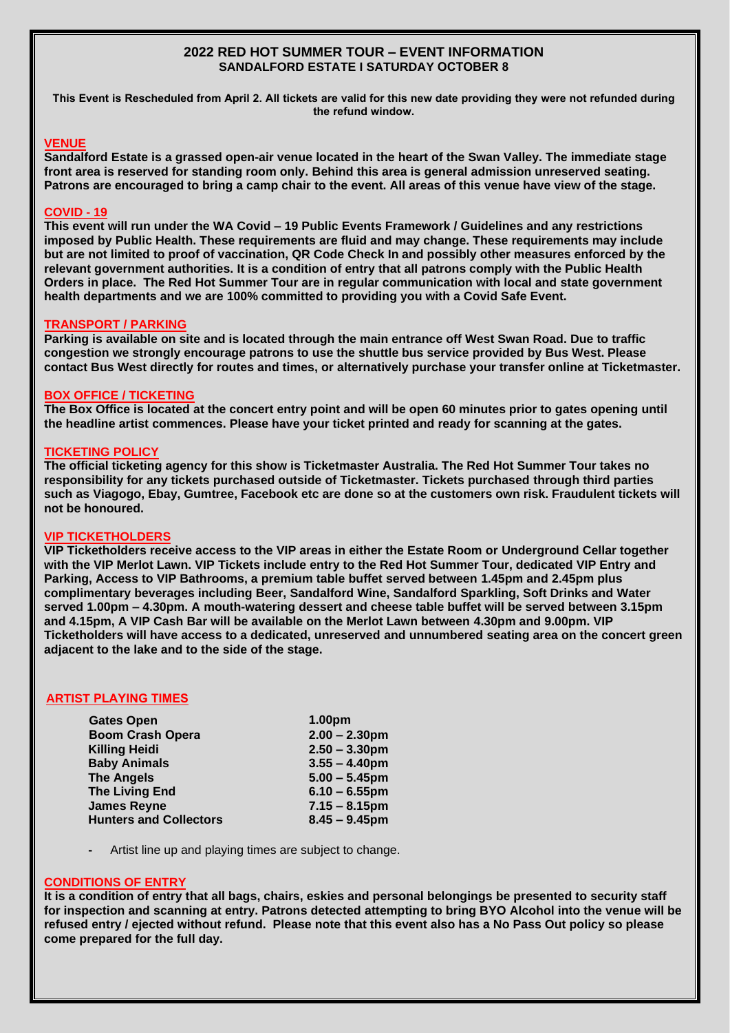# 2022 RED HOT SUMMER TOUR – EVENT INFORMATION

## SANDALFORD ESTATE I SATURDAY OCTOBER 8

**This Event is Rescheduled from April 2. All tickets are valid for this new date providing they were not refunded during the refund window.**

### VENUE

**Sandalford Estate is a grassed open-air venue located in the heart of the Swan Valley. The immediate stage front area is reserved for standing room only. Behind this area is general admission unreserved seating. Patrons are encouraged to bring a camp chair to the event. All areas of this venue have view of the stage.**

### COVID - 19

**This event will run under the WA Covid – 19 Public Events Framework / Guidelines and any restrictions imposed by Public Health. These requirements are fluid and may change. These requirements may include but are not limited to proof of vaccination, QR Code Check In and possibly other measures enforced by the relevant government authorities. It is a condition of entry that all patrons comply with the Public Health Orders in place. The Red Hot Summer Tour are in regular communication with local and state government health departments and we are 100% committed to providing you with a Covid Safe Event.**

### TRANSPORT / PARKING

**Parking is available on site and is located through the main entrance off West Swan Road. Due to traffic congestion we strongly encourage patrons to use the shuttle bus service provided by Bus West. Please contact Bus West directly for routes and times, or alternatively purchase your transfer online at Ticketmaster.**

### BOX OFFICE / TICKETING

**The Box Office is located at the concert entry point and will be open 60 minutes prior to gates opening until the headline artist commences. Please have your ticket printed and ready for scanning at the gates.**

### TICKETING POLICY

**The official ticketing agency for this show is Ticketmaster Australia. The Red Hot Summer Tour takes no responsibility for any tickets purchased outside of Ticketmaster. Tickets purchased through third parties such as Viagogo, Ebay, Gumtree, Facebook etc are done so at the customers own risk. Fraudulent tickets will not be honoured.**

### VIP TICKETHOLDERS

**VIP Ticketholders receive access to the VIP areas in either the Estate Room or Underground Cellar together with the VIP Merlot Lawn. VIP Tickets include entry to the Red Hot Summer Tour, dedicated VIP Entry and Parking, Access to VIP Bathrooms, a premium table buffet served between 1.45pm and 2.45pm plus complimentary beverages including Beer, Sandalford Wine, Sandalford Sparkling, Soft Drinks and Water served 1.00pm – 4.30pm. A mouth-watering dessert and cheese table buffet will be served between 3.15pm and 4.15pm, A VIP Cash Bar will be available on the Merlot Lawn between 4.30pm and 9.00pm. VIP Ticketholders will have access to a dedicated, unreserved and unnumbered seating area on the concert green adjacent to the lake and to the side of the stage.**

### ARTIST PLAYING TIMES

| | |
|---|---|
| **Gates Open** | **1.00pm** |
| **Boom Crash Opera** | **2.00 – 2.30pm** |
| **Killing Heidi** | **2.50 – 3.30pm** |
| **Baby Animals** | **3.55 – 4.40pm** |
| **The Angels** | **5.00 – 5.45pm** |
| **The Living End** | **6.10 – 6.55pm** |
| **James Reyne** | **7.15 – 8.15pm** |
| **Hunters and Collectors** | **8.45 – 9.45pm** |

- Artist line up and playing times are subject to change.

### CONDITIONS OF ENTRY

**It is a condition of entry that all bags, chairs, eskies and personal belongings be presented to security staff for inspection and scanning at entry. Patrons detected attempting to bring BYO Alcohol into the venue will be refused entry / ejected without refund. Please note that this event also has a No Pass Out policy so please come prepared for the full day.**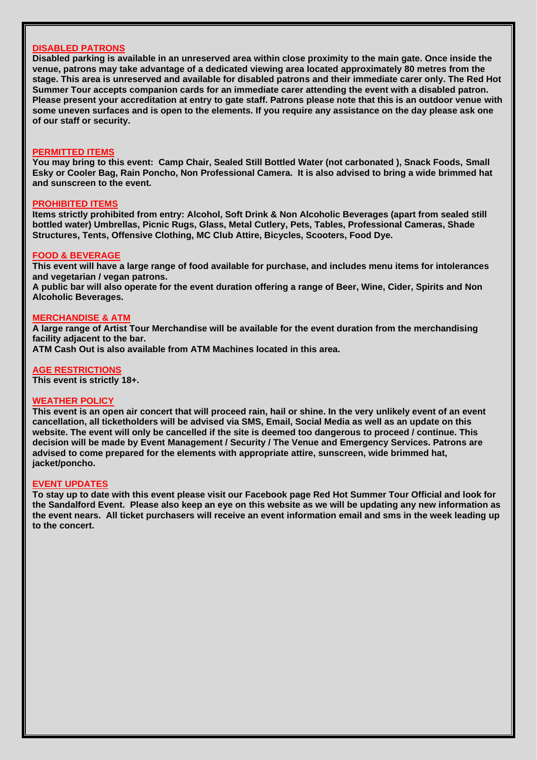## DISABLED PATRONS

**Disabled parking is available in an unreserved area within close proximity to the main gate. Once inside the venue, patrons may take advantage of a dedicated viewing area located approximately 80 metres from the stage. This area is unreserved and available for disabled patrons and their immediate carer only. The Red Hot Summer Tour accepts companion cards for an immediate carer attending the event with a disabled patron. Please present your accreditation at entry to gate staff. Patrons please note that this is an outdoor venue with some uneven surfaces and is open to the elements. If you require any assistance on the day please ask one of our staff or security.**

## PERMITTED ITEMS

**You may bring to this event: Camp Chair, Sealed Still Bottled Water (not carbonated ), Snack Foods, Small Esky or Cooler Bag, Rain Poncho, Non Professional Camera. It is also advised to bring a wide brimmed hat and sunscreen to the event.**

## PROHIBITED ITEMS

**Items strictly prohibited from entry: Alcohol, Soft Drink & Non Alcoholic Beverages (apart from sealed still bottled water) Umbrellas, Picnic Rugs, Glass, Metal Cutlery, Pets, Tables, Professional Cameras, Shade Structures, Tents, Offensive Clothing, MC Club Attire, Bicycles, Scooters, Food Dye.**

## FOOD & BEVERAGE

**This event will have a large range of food available for purchase, and includes menu items for intolerances and vegetarian / vegan patrons.**

**A public bar will also operate for the event duration offering a range of Beer, Wine, Cider, Spirits and Non Alcoholic Beverages.**

## MERCHANDISE & ATM

**A large range of Artist Tour Merchandise will be available for the event duration from the merchandising facility adjacent to the bar.**

**ATM Cash Out is also available from ATM Machines located in this area.**

## AGE RESTRICTIONS

**This event is strictly 18+.**

## WEATHER POLICY

**This event is an open air concert that will proceed rain, hail or shine. In the very unlikely event of an event cancellation, all ticketholders will be advised via SMS, Email, Social Media as well as an update on this website. The event will only be cancelled if the site is deemed too dangerous to proceed / continue. This decision will be made by Event Management / Security / The Venue and Emergency Services. Patrons are advised to come prepared for the elements with appropriate attire, sunscreen, wide brimmed hat, jacket/poncho.**

## EVENT UPDATES

**To stay up to date with this event please visit our Facebook page Red Hot Summer Tour Official and look for the Sandalford Event. Please also keep an eye on this website as we will be updating any new information as the event nears. All ticket purchasers will receive an event information email and sms in the week leading up to the concert.**